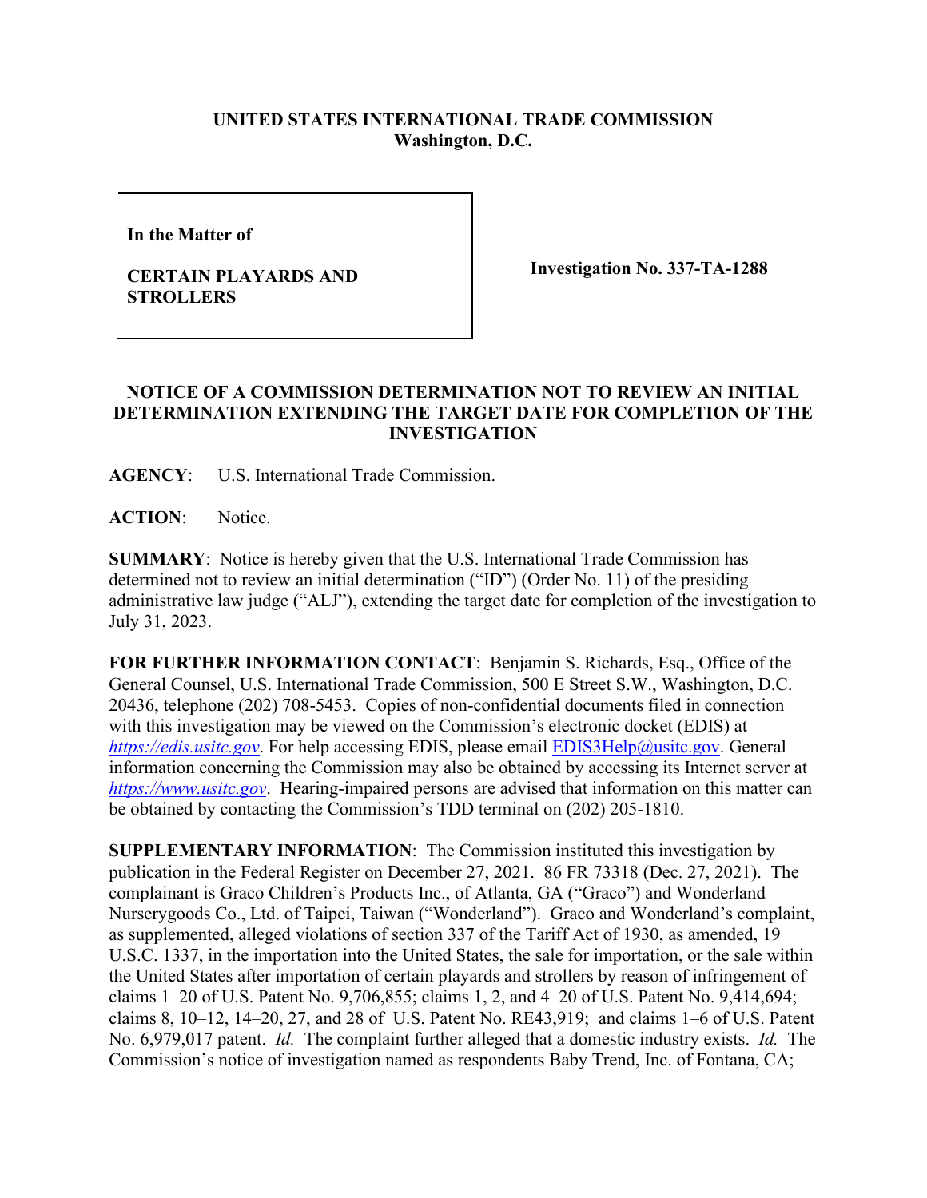**UNITED STATES INTERNATIONAL TRADE COMMISSION**
**Washington, D.C.**

| **In the Matter of**<br><br>**CERTAIN PLAYARDS AND STROLLERS** | **Investigation No. 337-TA-1288** |
|---|---|

## NOTICE OF A COMMISSION DETERMINATION NOT TO REVIEW AN INITIAL DETERMINATION EXTENDING THE TARGET DATE FOR COMPLETION OF THE INVESTIGATION

**AGENCY**: U.S. International Trade Commission.

**ACTION**: Notice.

**SUMMARY**: Notice is hereby given that the U.S. International Trade Commission has determined not to review an initial determination ("ID") (Order No. 11) of the presiding administrative law judge ("ALJ"), extending the target date for completion of the investigation to July 31, 2023.

**FOR FURTHER INFORMATION CONTACT**: Benjamin S. Richards, Esq., Office of the General Counsel, U.S. International Trade Commission, 500 E Street S.W., Washington, D.C. 20436, telephone (202) 708-5453. Copies of non-confidential documents filed in connection with this investigation may be viewed on the Commission's electronic docket (EDIS) at *https://edis.usitc.gov*. For help accessing EDIS, please email EDIS3Help@usitc.gov. General information concerning the Commission may also be obtained by accessing its Internet server at *https://www.usitc.gov*. Hearing-impaired persons are advised that information on this matter can be obtained by contacting the Commission's TDD terminal on (202) 205-1810.

**SUPPLEMENTARY INFORMATION**: The Commission instituted this investigation by publication in the Federal Register on December 27, 2021. 86 FR 73318 (Dec. 27, 2021). The complainant is Graco Children's Products Inc., of Atlanta, GA ("Graco") and Wonderland Nurserygoods Co., Ltd. of Taipei, Taiwan ("Wonderland"). Graco and Wonderland's complaint, as supplemented, alleged violations of section 337 of the Tariff Act of 1930, as amended, 19 U.S.C. 1337, in the importation into the United States, the sale for importation, or the sale within the United States after importation of certain playards and strollers by reason of infringement of claims 1–20 of U.S. Patent No. 9,706,855; claims 1, 2, and 4–20 of U.S. Patent No. 9,414,694; claims 8, 10–12, 14–20, 27, and 28 of U.S. Patent No. RE43,919; and claims 1–6 of U.S. Patent No. 6,979,017 patent. *Id.* The complaint further alleged that a domestic industry exists. *Id.* The Commission's notice of investigation named as respondents Baby Trend, Inc. of Fontana, CA;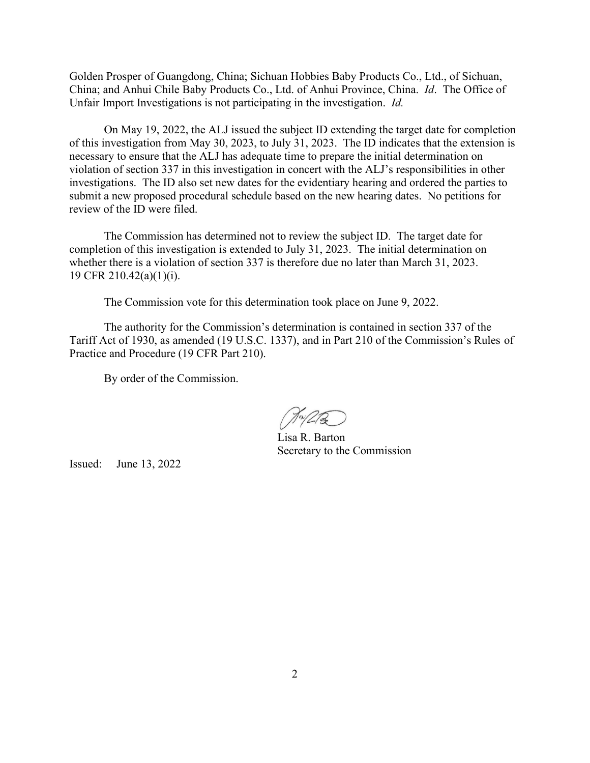Golden Prosper of Guangdong, China; Sichuan Hobbies Baby Products Co., Ltd., of Sichuan, China; and Anhui Chile Baby Products Co., Ltd. of Anhui Province, China. *Id*. The Office of Unfair Import Investigations is not participating in the investigation. *Id.*

On May 19, 2022, the ALJ issued the subject ID extending the target date for completion of this investigation from May 30, 2023, to July 31, 2023. The ID indicates that the extension is necessary to ensure that the ALJ has adequate time to prepare the initial determination on violation of section 337 in this investigation in concert with the ALJ's responsibilities in other investigations. The ID also set new dates for the evidentiary hearing and ordered the parties to submit a new proposed procedural schedule based on the new hearing dates. No petitions for review of the ID were filed.

The Commission has determined not to review the subject ID. The target date for completion of this investigation is extended to July 31, 2023. The initial determination on whether there is a violation of section 337 is therefore due no later than March 31, 2023. 19 CFR 210.42(a)(1)(i).

The Commission vote for this determination took place on June 9, 2022.

The authority for the Commission's determination is contained in section 337 of the Tariff Act of 1930, as amended (19 U.S.C. 1337), and in Part 210 of the Commission's Rules of Practice and Procedure (19 CFR Part 210).

By order of the Commission.

Lisa R. Barton
Secretary to the Commission

Issued: June 13, 2022